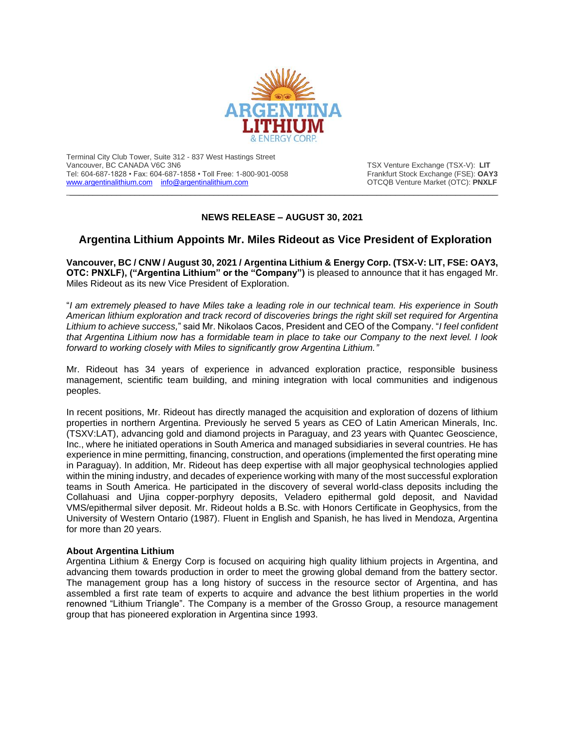Terminal City Club Tower, Suite 312 - 837 West Hastings Street
Vancouver, BC CANADA V6C 3N6
Tel: 604-687-1828 • Fax: 604-687-1858 • Toll Free: 1-800-901-0058
www.argentinalithium.com info@argentinalithium.com

TSX Venture Exchange (TSX-V): **LIT**
Frankfurt Stock Exchange (FSE): **OAY3**
OTCQB Venture Market (OTC): **PNXLF**

---

**NEWS RELEASE – AUGUST 30, 2021**

## Argentina Lithium Appoints Mr. Miles Rideout as Vice President of Exploration

**Vancouver, BC / CNW / August 30, 2021 / Argentina Lithium & Energy Corp. (TSX-V: LIT, FSE: OAY3, OTC: PNXLF), ("Argentina Lithium" or the "Company")** is pleased to announce that it has engaged Mr. Miles Rideout as its new Vice President of Exploration.

"*I am extremely pleased to have Miles take a leading role in our technical team. His experience in South American lithium exploration and track record of discoveries brings the right skill set required for Argentina Lithium to achieve success,*" said Mr. Nikolaos Cacos, President and CEO of the Company. "*I feel confident that Argentina Lithium now has a formidable team in place to take our Company to the next level. I look forward to working closely with Miles to significantly grow Argentina Lithium."*

Mr. Rideout has 34 years of experience in advanced exploration practice, responsible business management, scientific team building, and mining integration with local communities and indigenous peoples.

In recent positions, Mr. Rideout has directly managed the acquisition and exploration of dozens of lithium properties in northern Argentina. Previously he served 5 years as CEO of Latin American Minerals, Inc. (TSXV:LAT), advancing gold and diamond projects in Paraguay, and 23 years with Quantec Geoscience, Inc., where he initiated operations in South America and managed subsidiaries in several countries. He has experience in mine permitting, financing, construction, and operations (implemented the first operating mine in Paraguay). In addition, Mr. Rideout has deep expertise with all major geophysical technologies applied within the mining industry, and decades of experience working with many of the most successful exploration teams in South America. He participated in the discovery of several world-class deposits including the Collahuasi and Ujina copper-porphyry deposits, Veladero epithermal gold deposit, and Navidad VMS/epithermal silver deposit. Mr. Rideout holds a B.Sc. with Honors Certificate in Geophysics, from the University of Western Ontario (1987). Fluent in English and Spanish, he has lived in Mendoza, Argentina for more than 20 years.

**About Argentina Lithium**

Argentina Lithium & Energy Corp is focused on acquiring high quality lithium projects in Argentina, and advancing them towards production in order to meet the growing global demand from the battery sector. The management group has a long history of success in the resource sector of Argentina, and has assembled a first rate team of experts to acquire and advance the best lithium properties in the world renowned "Lithium Triangle". The Company is a member of the Grosso Group, a resource management group that has pioneered exploration in Argentina since 1993.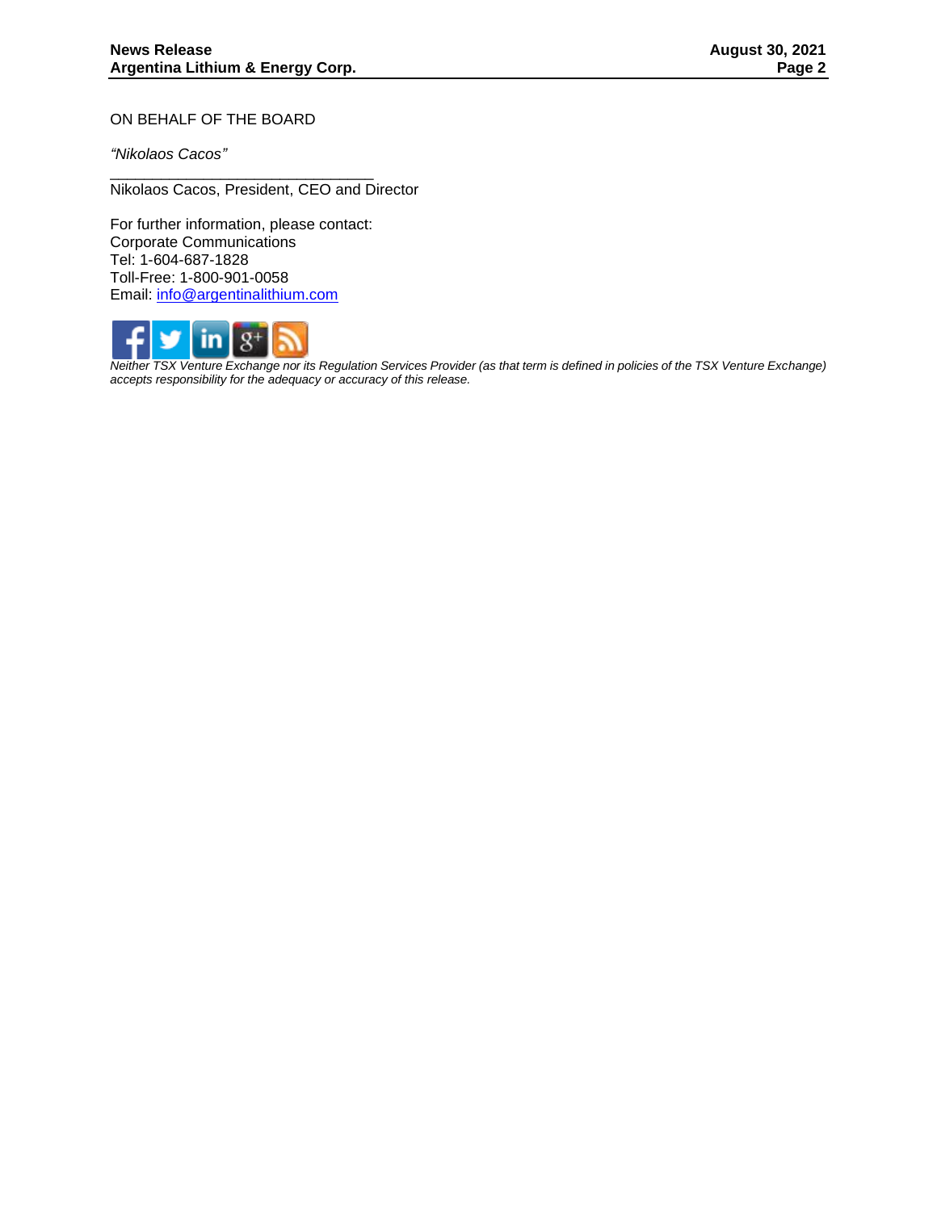ON BEHALF OF THE BOARD

*"Nikolaos Cacos"*

\_\_\_\_\_\_\_\_\_\_\_\_\_\_\_\_\_\_\_\_\_\_\_\_\_\_\_\_\_\_\_

Nikolaos Cacos, President, CEO and Director

For further information, please contact:
Corporate Communications
Tel: 1-604-687-1828
Toll-Free: 1-800-901-0058
Email: info@argentinalithium.com

*Neither TSX Venture Exchange nor its Regulation Services Provider (as that term is defined in policies of the TSX Venture Exchange) accepts responsibility for the adequacy or accuracy of this release.*